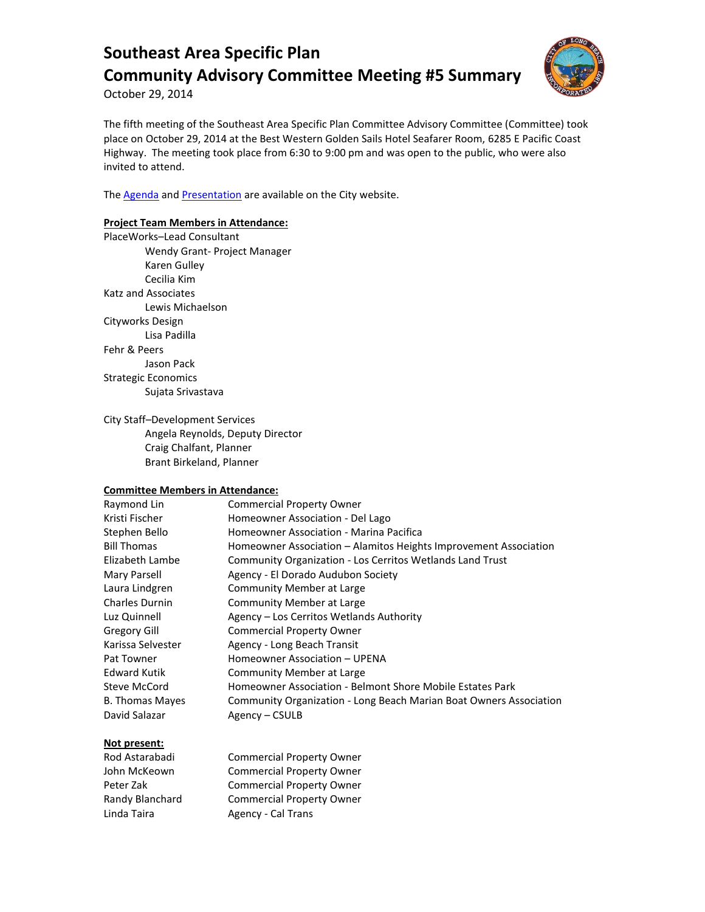# Southeast Area Specific Plan
# Community Advisory Committee Meeting #5 Summary

October 29, 2014

The fifth meeting of the Southeast Area Specific Plan Committee Advisory Committee (Committee) took place on October 29, 2014 at the Best Western Golden Sails Hotel Seafarer Room, 6285 E Pacific Coast Highway. The meeting took place from 6:30 to 9:00 pm and was open to the public, who were also invited to attend.

The Agenda and Presentation are available on the City website.

**Project Team Members in Attendance:**

PlaceWorks–Lead Consultant
- Wendy Grant- Project Manager
- Karen Gulley
- Cecilia Kim

Katz and Associates
- Lewis Michaelson

Cityworks Design
- Lisa Padilla

Fehr & Peers
- Jason Pack

Strategic Economics
- Sujata Srivastava

City Staff–Development Services
- Angela Reynolds, Deputy Director
- Craig Chalfant, Planner
- Brant Birkeland, Planner

**Committee Members in Attendance:**

| | |
|---|---|
| Raymond Lin | Commercial Property Owner |
| Kristi Fischer | Homeowner Association - Del Lago |
| Stephen Bello | Homeowner Association - Marina Pacifica |
| Bill Thomas | Homeowner Association – Alamitos Heights Improvement Association |
| Elizabeth Lambe | Community Organization - Los Cerritos Wetlands Land Trust |
| Mary Parsell | Agency - El Dorado Audubon Society |
| Laura Lindgren | Community Member at Large |
| Charles Durnin | Community Member at Large |
| Luz Quinnell | Agency – Los Cerritos Wetlands Authority |
| Gregory Gill | Commercial Property Owner |
| Karissa Selvester | Agency - Long Beach Transit |
| Pat Towner | Homeowner Association – UPENA |
| Edward Kutik | Community Member at Large |
| Steve McCord | Homeowner Association - Belmont Shore Mobile Estates Park |
| B. Thomas Mayes | Community Organization - Long Beach Marian Boat Owners Association |
| David Salazar | Agency – CSULB |

**Not present:**

| | |
|---|---|
| Rod Astarabadi | Commercial Property Owner |
| John McKeown | Commercial Property Owner |
| Peter Zak | Commercial Property Owner |
| Randy Blanchard | Commercial Property Owner |
| Linda Taira | Agency - Cal Trans |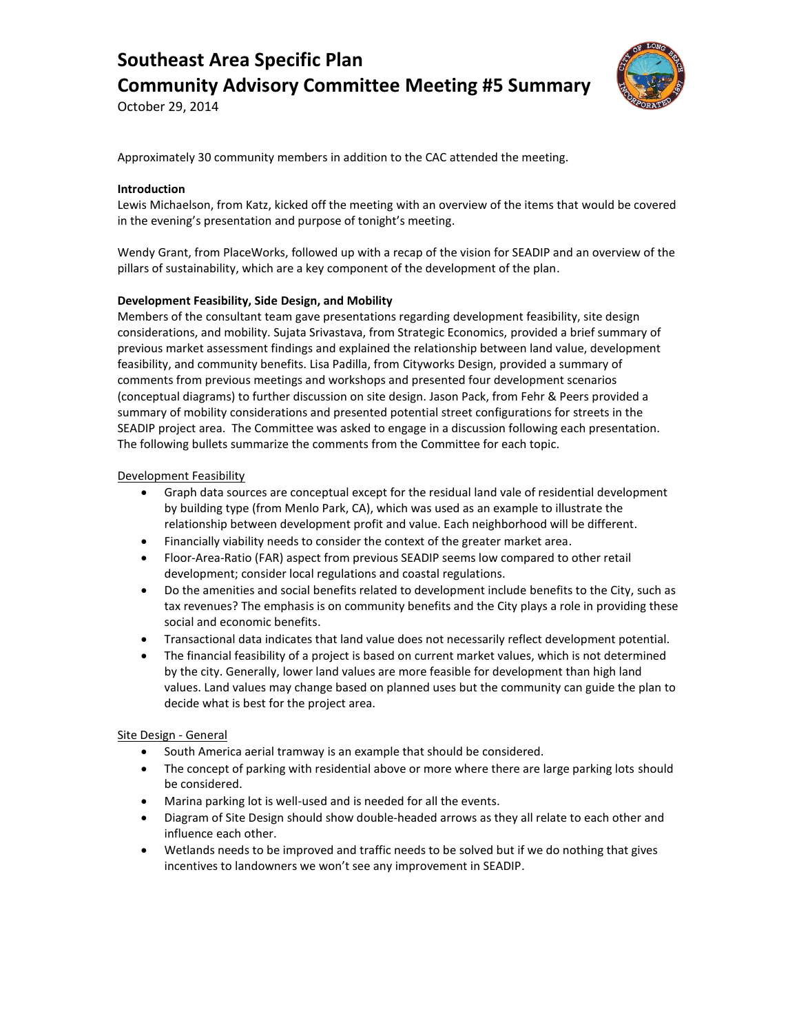# Southeast Area Specific Plan
# Community Advisory Committee Meeting #5 Summary

October 29, 2014

Approximately 30 community members in addition to the CAC attended the meeting.

**Introduction**

Lewis Michaelson, from Katz, kicked off the meeting with an overview of the items that would be covered in the evening's presentation and purpose of tonight's meeting.

Wendy Grant, from PlaceWorks, followed up with a recap of the vision for SEADIP and an overview of the pillars of sustainability, which are a key component of the development of the plan.

**Development Feasibility, Side Design, and Mobility**

Members of the consultant team gave presentations regarding development feasibility, site design considerations, and mobility. Sujata Srivastava, from Strategic Economics, provided a brief summary of previous market assessment findings and explained the relationship between land value, development feasibility, and community benefits. Lisa Padilla, from Cityworks Design, provided a summary of comments from previous meetings and workshops and presented four development scenarios (conceptual diagrams) to further discussion on site design. Jason Pack, from Fehr & Peers provided a summary of mobility considerations and presented potential street configurations for streets in the SEADIP project area. The Committee was asked to engage in a discussion following each presentation. The following bullets summarize the comments from the Committee for each topic.

Development Feasibility

- Graph data sources are conceptual except for the residual land vale of residential development by building type (from Menlo Park, CA), which was used as an example to illustrate the relationship between development profit and value. Each neighborhood will be different.
- Financially viability needs to consider the context of the greater market area.
- Floor-Area-Ratio (FAR) aspect from previous SEADIP seems low compared to other retail development; consider local regulations and coastal regulations.
- Do the amenities and social benefits related to development include benefits to the City, such as tax revenues? The emphasis is on community benefits and the City plays a role in providing these social and economic benefits.
- Transactional data indicates that land value does not necessarily reflect development potential.
- The financial feasibility of a project is based on current market values, which is not determined by the city. Generally, lower land values are more feasible for development than high land values. Land values may change based on planned uses but the community can guide the plan to decide what is best for the project area.

Site Design - General

- South America aerial tramway is an example that should be considered.
- The concept of parking with residential above or more where there are large parking lots should be considered.
- Marina parking lot is well-used and is needed for all the events.
- Diagram of Site Design should show double-headed arrows as they all relate to each other and influence each other.
- Wetlands needs to be improved and traffic needs to be solved but if we do nothing that gives incentives to landowners we won't see any improvement in SEADIP.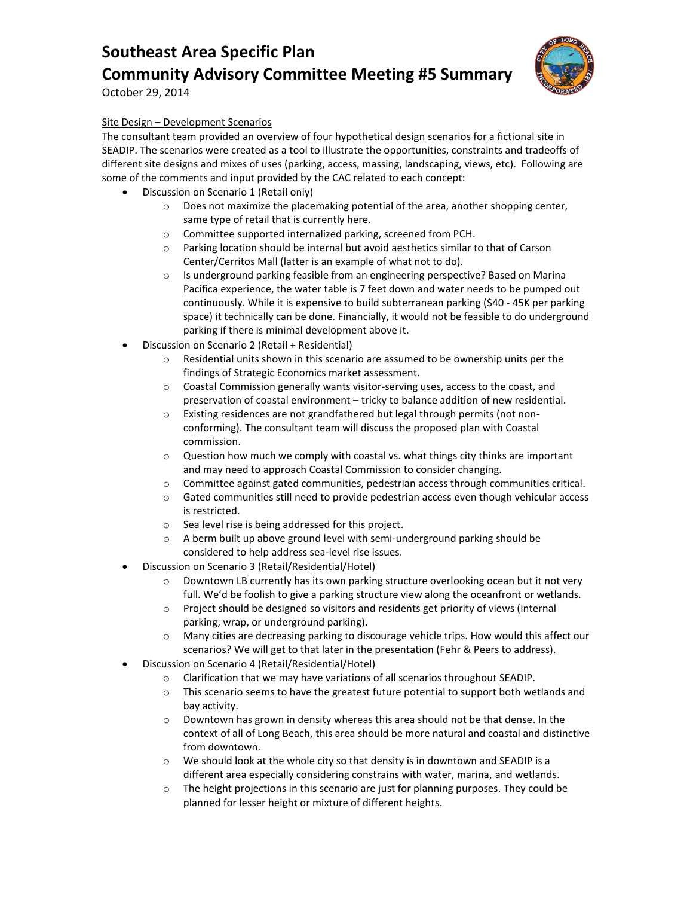# Southeast Area Specific Plan
# Community Advisory Committee Meeting #5 Summary

October 29, 2014

Site Design – Development Scenarios

The consultant team provided an overview of four hypothetical design scenarios for a fictional site in SEADIP. The scenarios were created as a tool to illustrate the opportunities, constraints and tradeoffs of different site designs and mixes of uses (parking, access, massing, landscaping, views, etc). Following are some of the comments and input provided by the CAC related to each concept:

- Discussion on Scenario 1 (Retail only)
    - Does not maximize the placemaking potential of the area, another shopping center, same type of retail that is currently here.
    - Committee supported internalized parking, screened from PCH.
    - Parking location should be internal but avoid aesthetics similar to that of Carson Center/Cerritos Mall (latter is an example of what not to do).
    - Is underground parking feasible from an engineering perspective? Based on Marina Pacifica experience, the water table is 7 feet down and water needs to be pumped out continuously. While it is expensive to build subterranean parking ($40 - 45K per parking space) it technically can be done. Financially, it would not be feasible to do underground parking if there is minimal development above it.
- Discussion on Scenario 2 (Retail + Residential)
    - Residential units shown in this scenario are assumed to be ownership units per the findings of Strategic Economics market assessment.
    - Coastal Commission generally wants visitor-serving uses, access to the coast, and preservation of coastal environment – tricky to balance addition of new residential.
    - Existing residences are not grandfathered but legal through permits (not non-conforming). The consultant team will discuss the proposed plan with Coastal commission.
    - Question how much we comply with coastal vs. what things city thinks are important and may need to approach Coastal Commission to consider changing.
    - Committee against gated communities, pedestrian access through communities critical.
    - Gated communities still need to provide pedestrian access even though vehicular access is restricted.
    - Sea level rise is being addressed for this project.
    - A berm built up above ground level with semi-underground parking should be considered to help address sea-level rise issues.
- Discussion on Scenario 3 (Retail/Residential/Hotel)
    - Downtown LB currently has its own parking structure overlooking ocean but it not very full. We'd be foolish to give a parking structure view along the oceanfront or wetlands.
    - Project should be designed so visitors and residents get priority of views (internal parking, wrap, or underground parking).
    - Many cities are decreasing parking to discourage vehicle trips. How would this affect our scenarios? We will get to that later in the presentation (Fehr & Peers to address).
- Discussion on Scenario 4 (Retail/Residential/Hotel)
    - Clarification that we may have variations of all scenarios throughout SEADIP.
    - This scenario seems to have the greatest future potential to support both wetlands and bay activity.
    - Downtown has grown in density whereas this area should not be that dense. In the context of all of Long Beach, this area should be more natural and coastal and distinctive from downtown.
    - We should look at the whole city so that density is in downtown and SEADIP is a different area especially considering constrains with water, marina, and wetlands.
    - The height projections in this scenario are just for planning purposes. They could be planned for lesser height or mixture of different heights.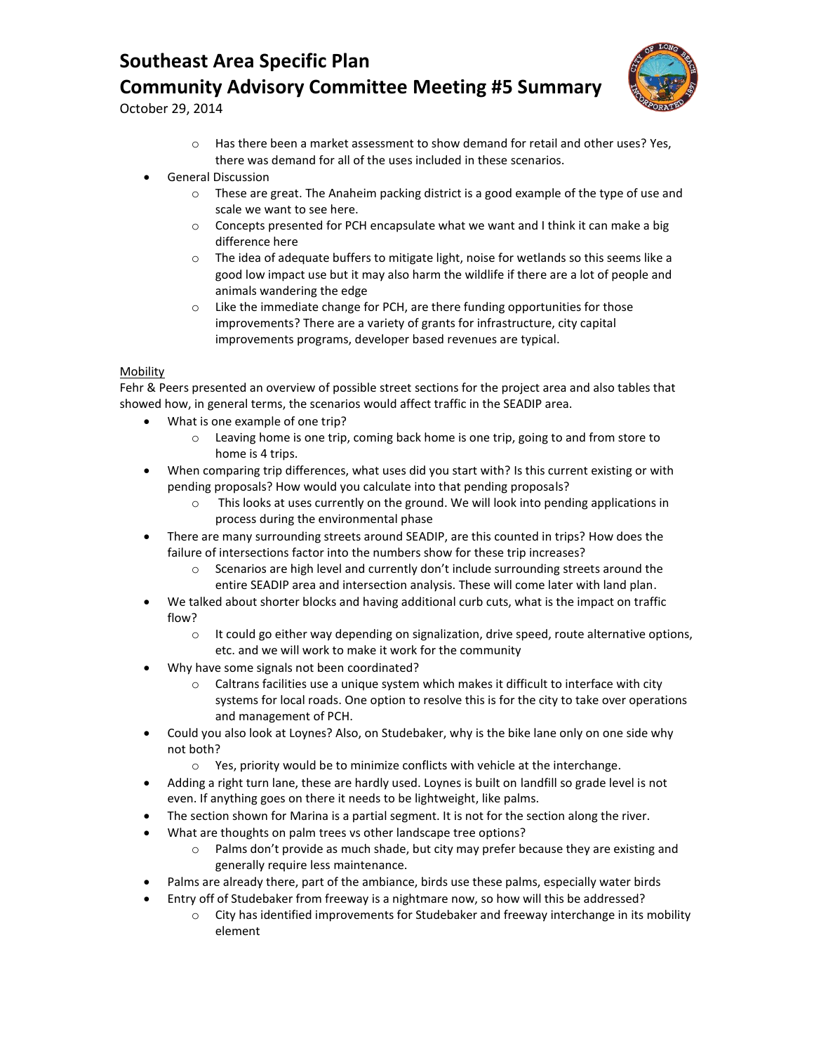- Has there been a market assessment to show demand for retail and other uses? Yes, there was demand for all of the uses included in these scenarios.

- General Discussion
  - These are great. The Anaheim packing district is a good example of the type of use and scale we want to see here.
  - Concepts presented for PCH encapsulate what we want and I think it can make a big difference here
  - The idea of adequate buffers to mitigate light, noise for wetlands so this seems like a good low impact use but it may also harm the wildlife if there are a lot of people and animals wandering the edge
  - Like the immediate change for PCH, are there funding opportunities for those improvements? There are a variety of grants for infrastructure, city capital improvements programs, developer based revenues are typical.

<u>Mobility</u>

Fehr & Peers presented an overview of possible street sections for the project area and also tables that showed how, in general terms, the scenarios would affect traffic in the SEADIP area.

- What is one example of one trip?
  - Leaving home is one trip, coming back home is one trip, going to and from store to home is 4 trips.
- When comparing trip differences, what uses did you start with? Is this current existing or with pending proposals? How would you calculate into that pending proposals?
  - This looks at uses currently on the ground. We will look into pending applications in process during the environmental phase
- There are many surrounding streets around SEADIP, are this counted in trips? How does the failure of intersections factor into the numbers show for these trip increases?
  - Scenarios are high level and currently don't include surrounding streets around the entire SEADIP area and intersection analysis. These will come later with land plan.
- We talked about shorter blocks and having additional curb cuts, what is the impact on traffic flow?
  - It could go either way depending on signalization, drive speed, route alternative options, etc. and we will work to make it work for the community
- Why have some signals not been coordinated?
  - Caltrans facilities use a unique system which makes it difficult to interface with city systems for local roads. One option to resolve this is for the city to take over operations and management of PCH.
- Could you also look at Loynes? Also, on Studebaker, why is the bike lane only on one side why not both?
  - Yes, priority would be to minimize conflicts with vehicle at the interchange.
- Adding a right turn lane, these are hardly used. Loynes is built on landfill so grade level is not even. If anything goes on there it needs to be lightweight, like palms.
- The section shown for Marina is a partial segment. It is not for the section along the river.
- What are thoughts on palm trees vs other landscape tree options?
  - Palms don't provide as much shade, but city may prefer because they are existing and generally require less maintenance.
- Palms are already there, part of the ambiance, birds use these palms, especially water birds
- Entry off of Studebaker from freeway is a nightmare now, so how will this be addressed?
  - City has identified improvements for Studebaker and freeway interchange in its mobility element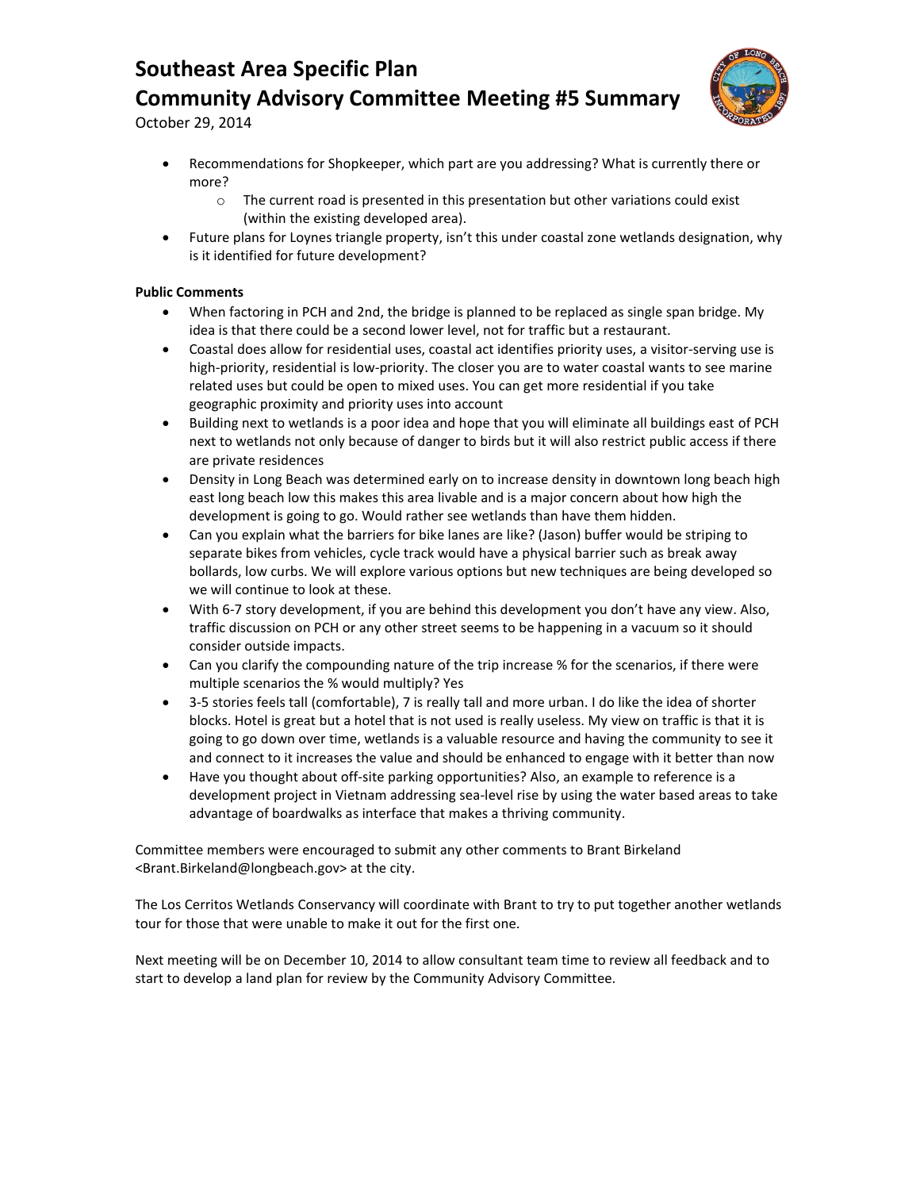# Southeast Area Specific Plan

# Community Advisory Committee Meeting #5 Summary

October 29, 2014

- Recommendations for Shopkeeper, which part are you addressing? What is currently there or more?
  - The current road is presented in this presentation but other variations could exist (within the existing developed area).
- Future plans for Loynes triangle property, isn't this under coastal zone wetlands designation, why is it identified for future development?

**Public Comments**

- When factoring in PCH and 2nd, the bridge is planned to be replaced as single span bridge. My idea is that there could be a second lower level, not for traffic but a restaurant.
- Coastal does allow for residential uses, coastal act identifies priority uses, a visitor-serving use is high-priority, residential is low-priority. The closer you are to water coastal wants to see marine related uses but could be open to mixed uses. You can get more residential if you take geographic proximity and priority uses into account
- Building next to wetlands is a poor idea and hope that you will eliminate all buildings east of PCH next to wetlands not only because of danger to birds but it will also restrict public access if there are private residences
- Density in Long Beach was determined early on to increase density in downtown long beach high east long beach low this makes this area livable and is a major concern about how high the development is going to go. Would rather see wetlands than have them hidden.
- Can you explain what the barriers for bike lanes are like? (Jason) buffer would be striping to separate bikes from vehicles, cycle track would have a physical barrier such as break away bollards, low curbs. We will explore various options but new techniques are being developed so we will continue to look at these.
- With 6-7 story development, if you are behind this development you don't have any view. Also, traffic discussion on PCH or any other street seems to be happening in a vacuum so it should consider outside impacts.
- Can you clarify the compounding nature of the trip increase % for the scenarios, if there were multiple scenarios the % would multiply? Yes
- 3-5 stories feels tall (comfortable), 7 is really tall and more urban. I do like the idea of shorter blocks. Hotel is great but a hotel that is not used is really useless. My view on traffic is that it is going to go down over time, wetlands is a valuable resource and having the community to see it and connect to it increases the value and should be enhanced to engage with it better than now
- Have you thought about off-site parking opportunities? Also, an example to reference is a development project in Vietnam addressing sea-level rise by using the water based areas to take advantage of boardwalks as interface that makes a thriving community.

Committee members were encouraged to submit any other comments to Brant Birkeland <Brant.Birkeland@longbeach.gov> at the city.

The Los Cerritos Wetlands Conservancy will coordinate with Brant to try to put together another wetlands tour for those that were unable to make it out for the first one.

Next meeting will be on December 10, 2014 to allow consultant team time to review all feedback and to start to develop a land plan for review by the Community Advisory Committee.